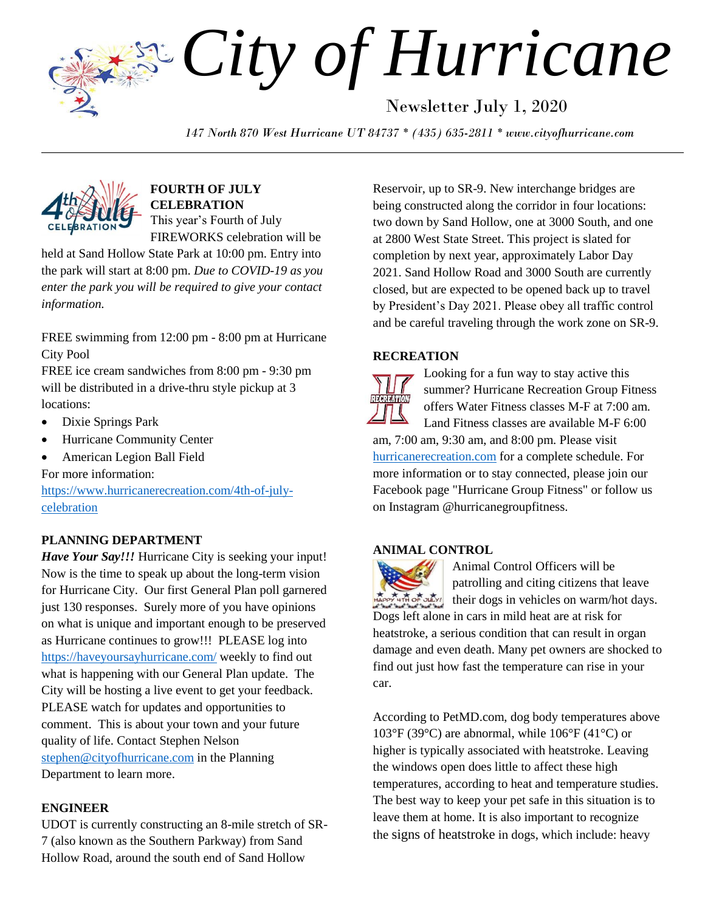# City of Hurricane

Newsletter July 1, 2020

*147 North 870 West Hurricane UT 84737 * (435) 635-2811 * www.cityofhurricane.com*

---

### FOURTH OF JULY CELEBRATION

This year's Fourth of July FIREWORKS celebration will be held at Sand Hollow State Park at 10:00 pm. Entry into the park will start at 8:00 pm. *Due to COVID-19 as you enter the park you will be required to give your contact information.*

FREE swimming from 12:00 pm - 8:00 pm at Hurricane City Pool
FREE ice cream sandwiches from 8:00 pm - 9:30 pm will be distributed in a drive-thru style pickup at 3 locations:

- Dixie Springs Park
- Hurricane Community Center
- American Legion Ball Field

For more information:
https://www.hurricanerecreation.com/4th-of-july-celebration

### PLANNING DEPARTMENT

***Have Your Say!!!*** Hurricane City is seeking your input! Now is the time to speak up about the long-term vision for Hurricane City. Our first General Plan poll garnered just 130 responses. Surely more of you have opinions on what is unique and important enough to be preserved as Hurricane continues to grow!!! PLEASE log into https://haveyoursayhurricane.com/ weekly to find out what is happening with our General Plan update. The City will be hosting a live event to get your feedback. PLEASE watch for updates and opportunities to comment. This is about your town and your future quality of life. Contact Stephen Nelson stephen@cityofhurricane.com in the Planning Department to learn more.

### ENGINEER

UDOT is currently constructing an 8-mile stretch of SR-7 (also known as the Southern Parkway) from Sand Hollow Road, around the south end of Sand Hollow Reservoir, up to SR-9. New interchange bridges are being constructed along the corridor in four locations: two down by Sand Hollow, one at 3000 South, and one at 2800 West State Street. This project is slated for completion by next year, approximately Labor Day 2021. Sand Hollow Road and 3000 South are currently closed, but are expected to be opened back up to travel by President's Day 2021. Please obey all traffic control and be careful traveling through the work zone on SR-9.

### RECREATION

Looking for a fun way to stay active this summer? Hurricane Recreation Group Fitness offers Water Fitness classes M-F at 7:00 am. Land Fitness classes are available M-F 6:00 am, 7:00 am, 9:30 am, and 8:00 pm. Please visit hurricanerecreation.com for a complete schedule. For more information or to stay connected, please join our Facebook page "Hurricane Group Fitness" or follow us on Instagram @hurricanegroupfitness.

### ANIMAL CONTROL

Animal Control Officers will be patrolling and citing citizens that leave their dogs in vehicles on warm/hot days. Dogs left alone in cars in mild heat are at risk for heatstroke, a serious condition that can result in organ damage and even death. Many pet owners are shocked to find out just how fast the temperature can rise in your car.

According to PetMD.com, dog body temperatures above 103°F (39°C) are abnormal, while 106°F (41°C) or higher is typically associated with heatstroke. Leaving the windows open does little to affect these high temperatures, according to heat and temperature studies. The best way to keep your pet safe in this situation is to leave them at home. It is also important to recognize the signs of heatstroke in dogs, which include: heavy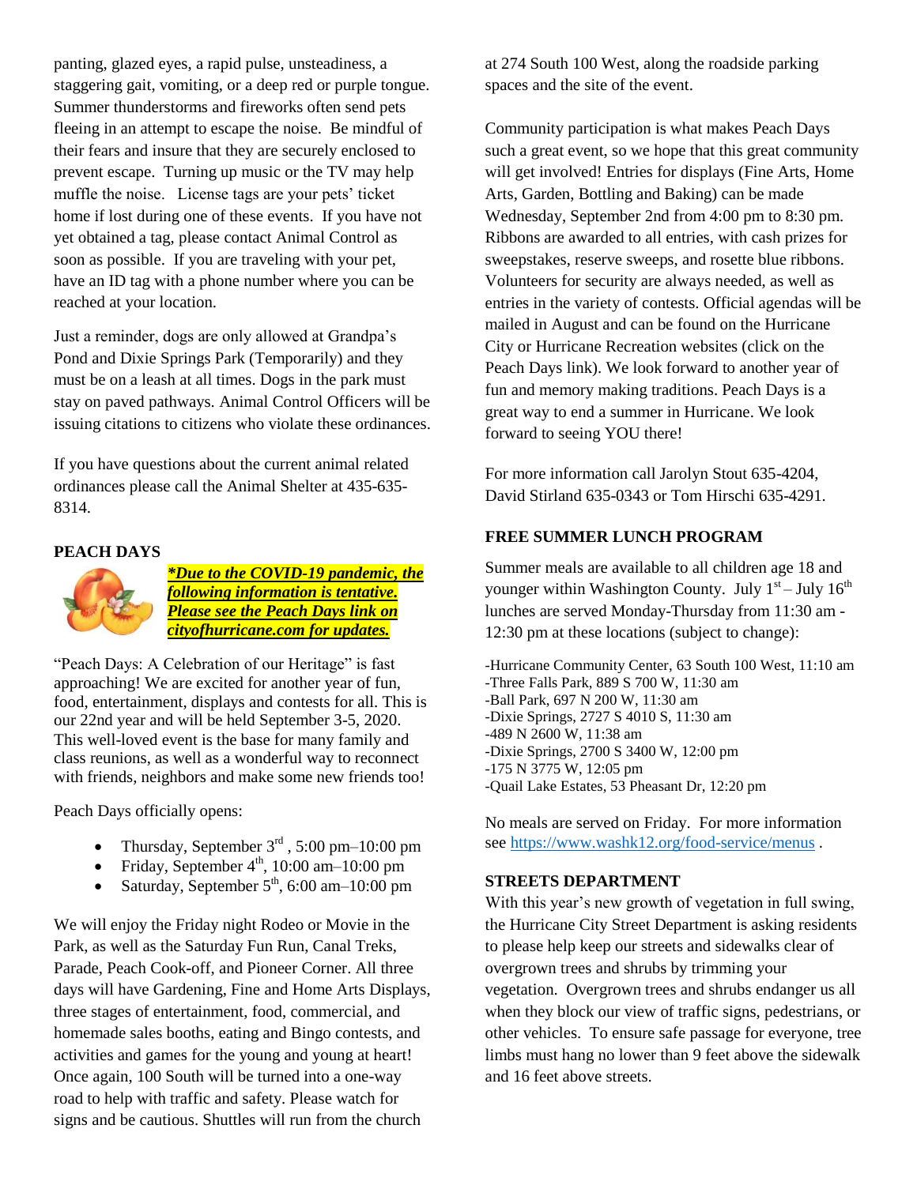panting, glazed eyes, a rapid pulse, unsteadiness, a staggering gait, vomiting, or a deep red or purple tongue. Summer thunderstorms and fireworks often send pets fleeing in an attempt to escape the noise. Be mindful of their fears and insure that they are securely enclosed to prevent escape. Turning up music or the TV may help muffle the noise. License tags are your pets' ticket home if lost during one of these events. If you have not yet obtained a tag, please contact Animal Control as soon as possible. If you are traveling with your pet, have an ID tag with a phone number where you can be reached at your location.

Just a reminder, dogs are only allowed at Grandpa's Pond and Dixie Springs Park (Temporarily) and they must be on a leash at all times. Dogs in the park must stay on paved pathways. Animal Control Officers will be issuing citations to citizens who violate these ordinances.

If you have questions about the current animal related ordinances please call the Animal Shelter at 435-635-8314.

**PEACH DAYS**

***Due to the COVID-19 pandemic, the following information is tentative. Please see the Peach Days link on cityofhurricane.com for updates.***

"Peach Days: A Celebration of our Heritage" is fast approaching! We are excited for another year of fun, food, entertainment, displays and contests for all. This is our 22nd year and will be held September 3-5, 2020. This well-loved event is the base for many family and class reunions, as well as a wonderful way to reconnect with friends, neighbors and make some new friends too!

Peach Days officially opens:

- Thursday, September 3rd , 5:00 pm–10:00 pm
- Friday, September 4th, 10:00 am–10:00 pm
- Saturday, September 5th, 6:00 am–10:00 pm

We will enjoy the Friday night Rodeo or Movie in the Park, as well as the Saturday Fun Run, Canal Treks, Parade, Peach Cook-off, and Pioneer Corner. All three days will have Gardening, Fine and Home Arts Displays, three stages of entertainment, food, commercial, and homemade sales booths, eating and Bingo contests, and activities and games for the young and young at heart! Once again, 100 South will be turned into a one-way road to help with traffic and safety. Please watch for signs and be cautious. Shuttles will run from the church at 274 South 100 West, along the roadside parking spaces and the site of the event.

Community participation is what makes Peach Days such a great event, so we hope that this great community will get involved! Entries for displays (Fine Arts, Home Arts, Garden, Bottling and Baking) can be made Wednesday, September 2nd from 4:00 pm to 8:30 pm. Ribbons are awarded to all entries, with cash prizes for sweepstakes, reserve sweeps, and rosette blue ribbons. Volunteers for security are always needed, as well as entries in the variety of contests. Official agendas will be mailed in August and can be found on the Hurricane City or Hurricane Recreation websites (click on the Peach Days link). We look forward to another year of fun and memory making traditions. Peach Days is a great way to end a summer in Hurricane. We look forward to seeing YOU there!

For more information call Jarolyn Stout 635-4204, David Stirland 635-0343 or Tom Hirschi 635-4291.

**FREE SUMMER LUNCH PROGRAM**

Summer meals are available to all children age 18 and younger within Washington County. July 1st – July 16th lunches are served Monday-Thursday from 11:30 am - 12:30 pm at these locations (subject to change):

-Hurricane Community Center, 63 South 100 West, 11:10 am
-Three Falls Park, 889 S 700 W, 11:30 am
-Ball Park, 697 N 200 W, 11:30 am
-Dixie Springs, 2727 S 4010 S, 11:30 am
-489 N 2600 W, 11:38 am
-Dixie Springs, 2700 S 3400 W, 12:00 pm
-175 N 3775 W, 12:05 pm
-Quail Lake Estates, 53 Pheasant Dr, 12:20 pm

No meals are served on Friday. For more information see https://www.washk12.org/food-service/menus .

**STREETS DEPARTMENT**

With this year's new growth of vegetation in full swing, the Hurricane City Street Department is asking residents to please help keep our streets and sidewalks clear of overgrown trees and shrubs by trimming your vegetation. Overgrown trees and shrubs endanger us all when they block our view of traffic signs, pedestrians, or other vehicles. To ensure safe passage for everyone, tree limbs must hang no lower than 9 feet above the sidewalk and 16 feet above streets.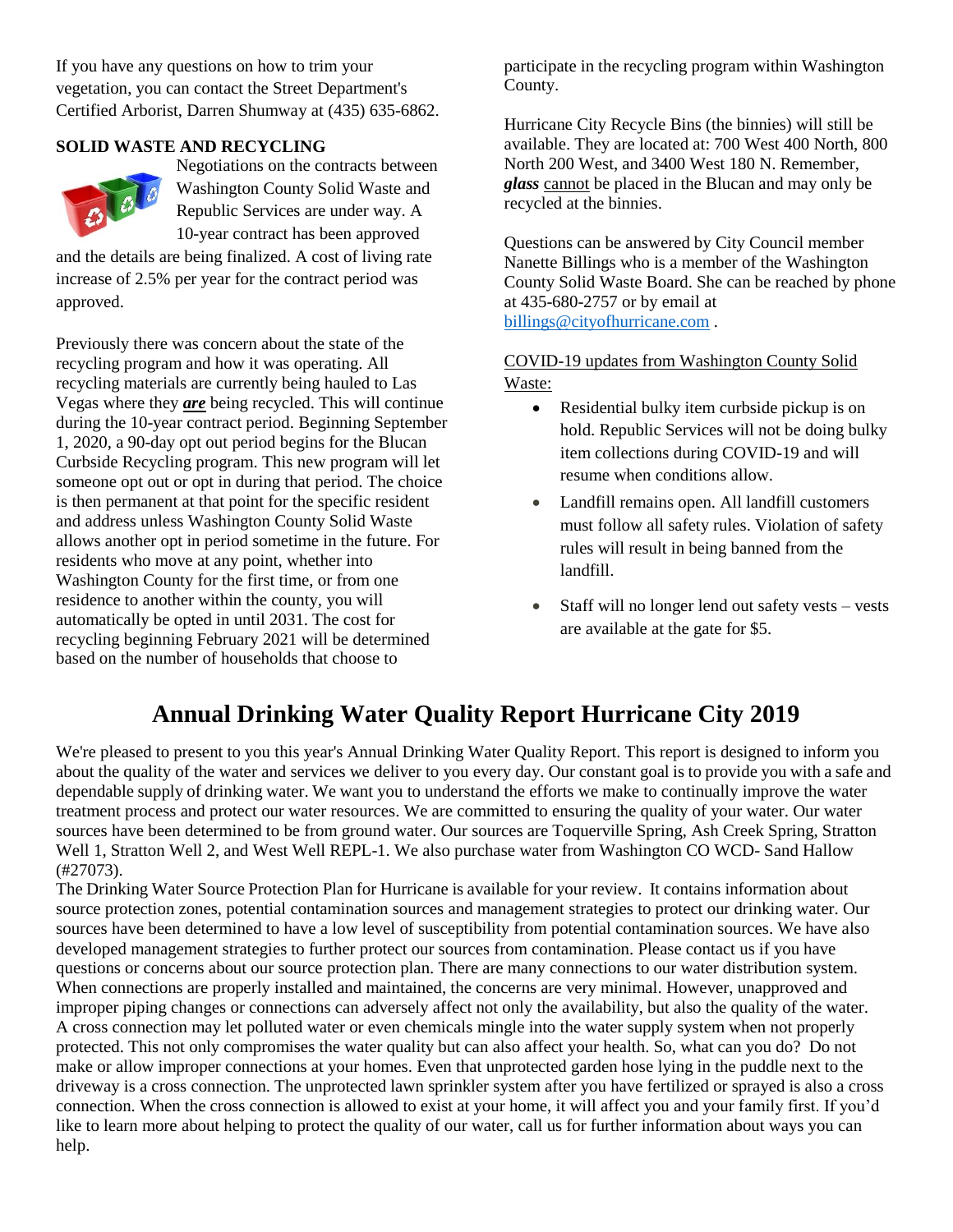If you have any questions on how to trim your vegetation, you can contact the Street Department's Certified Arborist, Darren Shumway at (435) 635-6862.

**SOLID WASTE AND RECYCLING**

Negotiations on the contracts between Washington County Solid Waste and Republic Services are under way. A 10-year contract has been approved and the details are being finalized. A cost of living rate increase of 2.5% per year for the contract period was approved.

Previously there was concern about the state of the recycling program and how it was operating. All recycling materials are currently being hauled to Las Vegas where they ***are*** being recycled. This will continue during the 10-year contract period. Beginning September 1, 2020, a 90-day opt out period begins for the Blucan Curbside Recycling program. This new program will let someone opt out or opt in during that period. The choice is then permanent at that point for the specific resident and address unless Washington County Solid Waste allows another opt in period sometime in the future. For residents who move at any point, whether into Washington County for the first time, or from one residence to another within the county, you will automatically be opted in until 2031. The cost for recycling beginning February 2021 will be determined based on the number of households that choose to participate in the recycling program within Washington County.

Hurricane City Recycle Bins (the binnies) will still be available. They are located at: 700 West 400 North, 800 North 200 West, and 3400 West 180 N. Remember, ***glass*** cannot be placed in the Blucan and may only be recycled at the binnies.

Questions can be answered by City Council member Nanette Billings who is a member of the Washington County Solid Waste Board. She can be reached by phone at 435-680-2757 or by email at billings@cityofhurricane.com .

COVID-19 updates from Washington County Solid Waste:

- Residential bulky item curbside pickup is on hold. Republic Services will not be doing bulky item collections during COVID-19 and will resume when conditions allow.
- Landfill remains open. All landfill customers must follow all safety rules. Violation of safety rules will result in being banned from the landfill.
- Staff will no longer lend out safety vests – vests are available at the gate for $5.

# Annual Drinking Water Quality Report Hurricane City 2019

We're pleased to present to you this year's Annual Drinking Water Quality Report. This report is designed to inform you about the quality of the water and services we deliver to you every day. Our constant goal is to provide you with a safe and dependable supply of drinking water. We want you to understand the efforts we make to continually improve the water treatment process and protect our water resources. We are committed to ensuring the quality of your water. Our water sources have been determined to be from ground water. Our sources are Toquerville Spring, Ash Creek Spring, Stratton Well 1, Stratton Well 2, and West Well REPL-1. We also purchase water from Washington CO WCD- Sand Hallow (#27073).

The Drinking Water Source Protection Plan for Hurricane is available for your review. It contains information about source protection zones, potential contamination sources and management strategies to protect our drinking water. Our sources have been determined to have a low level of susceptibility from potential contamination sources. We have also developed management strategies to further protect our sources from contamination. Please contact us if you have questions or concerns about our source protection plan. There are many connections to our water distribution system. When connections are properly installed and maintained, the concerns are very minimal. However, unapproved and improper piping changes or connections can adversely affect not only the availability, but also the quality of the water. A cross connection may let polluted water or even chemicals mingle into the water supply system when not properly protected. This not only compromises the water quality but can also affect your health. So, what can you do? Do not make or allow improper connections at your homes. Even that unprotected garden hose lying in the puddle next to the driveway is a cross connection. The unprotected lawn sprinkler system after you have fertilized or sprayed is also a cross connection. When the cross connection is allowed to exist at your home, it will affect you and your family first. If you'd like to learn more about helping to protect the quality of our water, call us for further information about ways you can help.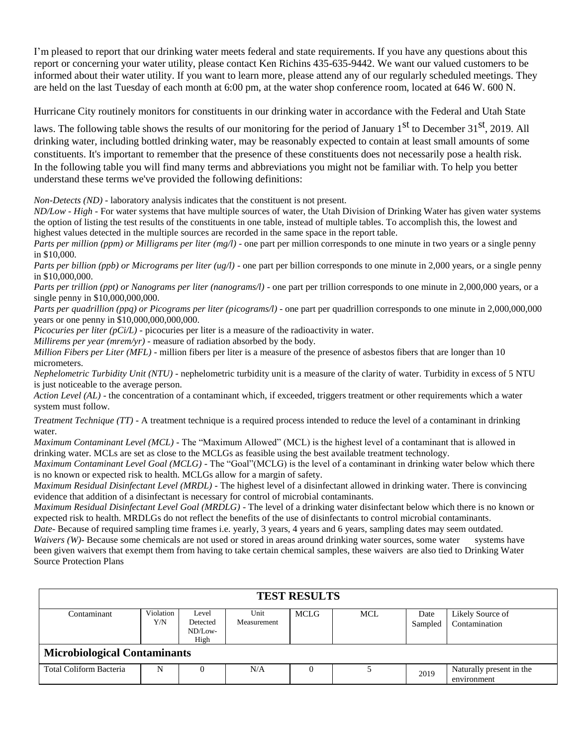I'm pleased to report that our drinking water meets federal and state requirements. If you have any questions about this report or concerning your water utility, please contact Ken Richins 435-635-9442. We want our valued customers to be informed about their water utility. If you want to learn more, please attend any of our regularly scheduled meetings. They are held on the last Tuesday of each month at 6:00 pm, at the water shop conference room, located at 646 W. 600 N.

Hurricane City routinely monitors for constituents in our drinking water in accordance with the Federal and Utah State laws. The following table shows the results of our monitoring for the period of January 1st to December 31st, 2019. All drinking water, including bottled drinking water, may be reasonably expected to contain at least small amounts of some constituents. It's important to remember that the presence of these constituents does not necessarily pose a health risk. In the following table you will find many terms and abbreviations you might not be familiar with. To help you better understand these terms we've provided the following definitions:

*Non-Detects (ND)* - laboratory analysis indicates that the constituent is not present.
*ND/Low - High* - For water systems that have multiple sources of water, the Utah Division of Drinking Water has given water systems the option of listing the test results of the constituents in one table, instead of multiple tables. To accomplish this, the lowest and highest values detected in the multiple sources are recorded in the same space in the report table.
*Parts per million (ppm) or Milligrams per liter (mg/l)* - one part per million corresponds to one minute in two years or a single penny in $10,000.
*Parts per billion (ppb) or Micrograms per liter (ug/l)* - one part per billion corresponds to one minute in 2,000 years, or a single penny in $10,000,000.
*Parts per trillion (ppt) or Nanograms per liter (nanograms/l)* - one part per trillion corresponds to one minute in 2,000,000 years, or a single penny in $10,000,000,000.
*Parts per quadrillion (ppq) or Picograms per liter (picograms/l)* - one part per quadrillion corresponds to one minute in 2,000,000,000 years or one penny in $10,000,000,000,000.
*Picocuries per liter (pCi/L)* - picocuries per liter is a measure of the radioactivity in water.
*Millirems per year (mrem/yr)* - measure of radiation absorbed by the body.
*Million Fibers per Liter (MFL)* - million fibers per liter is a measure of the presence of asbestos fibers that are longer than 10 micrometers.
*Nephelometric Turbidity Unit (NTU)* - nephelometric turbidity unit is a measure of the clarity of water. Turbidity in excess of 5 NTU is just noticeable to the average person.
*Action Level (AL)* - the concentration of a contaminant which, if exceeded, triggers treatment or other requirements which a water system must follow.
*Treatment Technique (TT)* - A treatment technique is a required process intended to reduce the level of a contaminant in drinking water.
*Maximum Contaminant Level (MCL)* - The "Maximum Allowed" (MCL) is the highest level of a contaminant that is allowed in drinking water. MCLs are set as close to the MCLGs as feasible using the best available treatment technology.
*Maximum Contaminant Level Goal (MCLG)* - The "Goal"(MCLG) is the level of a contaminant in drinking water below which there is no known or expected risk to health. MCLGs allow for a margin of safety.
*Maximum Residual Disinfectant Level (MRDL)* - The highest level of a disinfectant allowed in drinking water. There is convincing evidence that addition of a disinfectant is necessary for control of microbial contaminants.
*Maximum Residual Disinfectant Level Goal (MRDLG)* - The level of a drinking water disinfectant below which there is no known or expected risk to health. MRDLGs do not reflect the benefits of the use of disinfectants to control microbial contaminants.
*Date*- Because of required sampling time frames i.e. yearly, 3 years, 4 years and 6 years, sampling dates may seem outdated.
*Waivers (W)*- Because some chemicals are not used or stored in areas around drinking water sources, some water systems have been given waivers that exempt them from having to take certain chemical samples, these waivers are also tied to Drinking Water Source Protection Plans

| **TEST RESULTS** | | | | | | | |
|---|---|---|---|---|---|---|---|
| Contaminant | Violation Y/N | Level Detected ND/Low-High | Unit Measurement | MCLG | MCL | Date Sampled | Likely Source of Contamination |
| **Microbiological Contaminants** | | | | | | | |
| Total Coliform Bacteria | N | 0 | N/A | 0 | 5 | 2019 | Naturally present in the environment |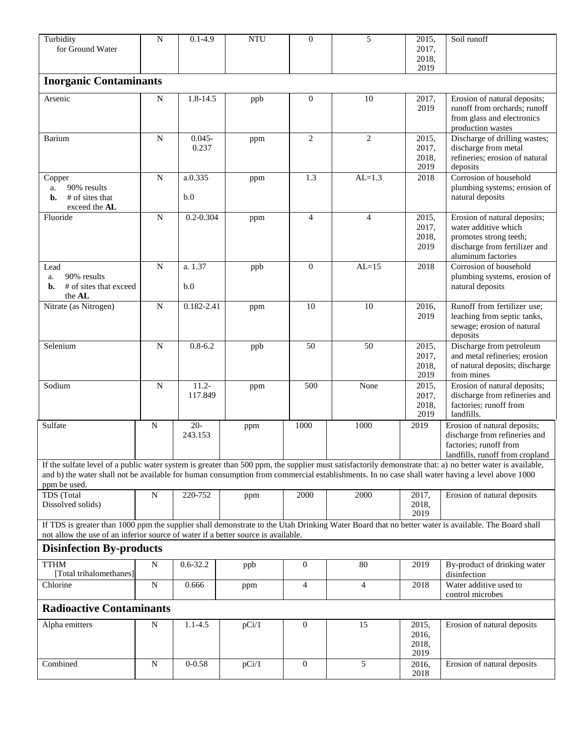| | | | | | | | |
|---|---|---|---|---|---|---|---|
| Turbidity for Ground Water | N | 0.1-4.9 | NTU | 0 | 5 | 2015, 2017, 2018, 2019 | Soil runoff |
| **Inorganic Contaminants** | | | | | | | |
| Arsenic | N | 1.8-14.5 | ppb | 0 | 10 | 2017, 2019 | Erosion of natural deposits; runoff from orchards; runoff from glass and electronics production wastes |
| Barium | N | 0.045-0.237 | ppm | 2 | 2 | 2015, 2017, 2018, 2019 | Discharge of drilling wastes; discharge from metal refineries; erosion of natural deposits |
| Copper<br>a. 90% results<br>**b.** # of sites that exceed the **AL** | N | a.0.335<br><br>b.0 | ppm | 1.3 | AL=1.3 | 2018 | Corrosion of household plumbing systems; erosion of natural deposits |
| Fluoride | N | 0.2-0.304 | ppm | 4 | 4 | 2015, 2017, 2018, 2019 | Erosion of natural deposits; water additive which promotes strong teeth; discharge from fertilizer and aluminum factories |
| Lead<br>a. 90% results<br>**b.** # of sites that exceed the **AL** | N | a. 1.37<br><br>b.0 | ppb | 0 | AL=15 | 2018 | Corrosion of household plumbing systems, erosion of natural deposits |
| Nitrate (as Nitrogen) | N | 0.182-2.41 | ppm | 10 | 10 | 2016, 2019 | Runoff from fertilizer use; leaching from septic tanks, sewage; erosion of natural deposits |
| Selenium | N | 0.8-6.2 | ppb | 50 | 50 | 2015, 2017, 2018, 2019 | Discharge from petroleum and metal refineries; erosion of natural deposits; discharge from mines |
| Sodium | N | 11.2-117.849 | ppm | 500 | None | 2015, 2017, 2018, 2019 | Erosion of natural deposits; discharge from refineries and factories; runoff from landfills. |
| Sulfate | N | 20-243.153 | ppm | 1000 | 1000 | 2019 | Erosion of natural deposits; discharge from refineries and factories; runoff from landfills, runoff from cropland |
| If the sulfate level of a public water system is greater than 500 ppm, the supplier must satisfactorily demonstrate that: a) no better water is available, and b) the water shall not be available for human consumption from commercial establishments. In no case shall water having a level above 1000 ppm be used. | | | | | | | |
| TDS (Total Dissolved solids) | N | 220-752 | ppm | 2000 | 2000 | 2017, 2018, 2019 | Erosion of natural deposits |
| If TDS is greater than 1000 ppm the supplier shall demonstrate to the Utah Drinking Water Board that no better water is available. The Board shall not allow the use of an inferior source of water if a better source is available. | | | | | | | |
| **Disinfection By-products** | | | | | | | |
| TTHM [Total trihalomethanes] | N | 0.6-32.2 | ppb | 0 | 80 | 2019 | By-product of drinking water disinfection |
| Chlorine | N | 0.666 | ppm | 4 | 4 | 2018 | Water additive used to control microbes |
| **Radioactive Contaminants** | | | | | | | |
| Alpha emitters | N | 1.1-4.5 | pCi/1 | 0 | 15 | 2015, 2016, 2018, 2019 | Erosion of natural deposits |
| Combined | N | 0-0.58 | pCi/1 | 0 | 5 | 2016, 2018 | Erosion of natural deposits |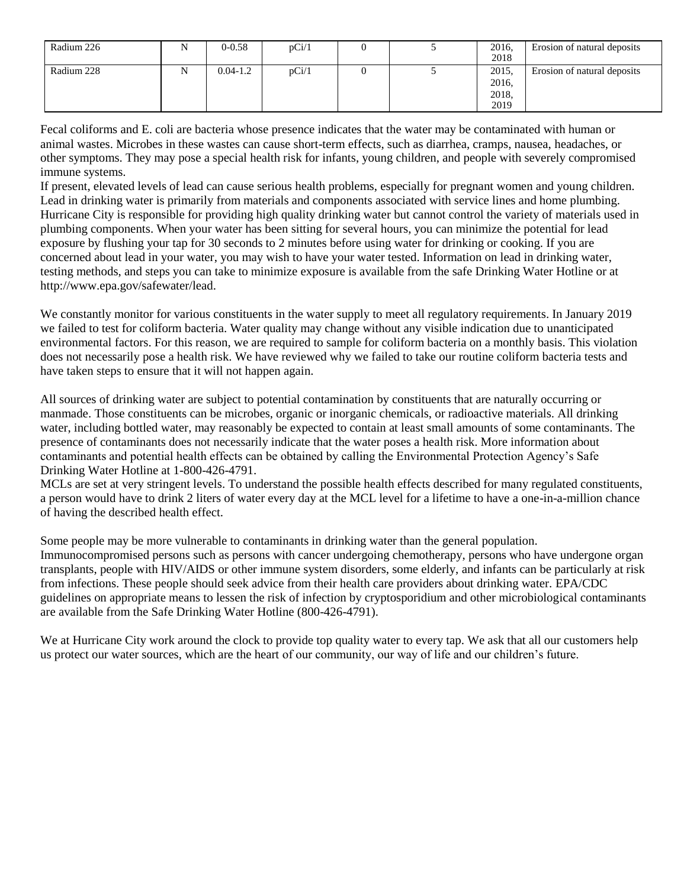| | | | | | | | |
|---|---|---|---|---|---|---|---|
| Radium 226 | N | 0-0.58 | pCi/1 | 0 | 5 | 2016, 2018 | Erosion of natural deposits |
| Radium 228 | N | 0.04-1.2 | pCi/1 | 0 | 5 | 2015, 2016, 2018, 2019 | Erosion of natural deposits |

Fecal coliforms and E. coli are bacteria whose presence indicates that the water may be contaminated with human or animal wastes. Microbes in these wastes can cause short-term effects, such as diarrhea, cramps, nausea, headaches, or other symptoms. They may pose a special health risk for infants, young children, and people with severely compromised immune systems.

If present, elevated levels of lead can cause serious health problems, especially for pregnant women and young children. Lead in drinking water is primarily from materials and components associated with service lines and home plumbing. Hurricane City is responsible for providing high quality drinking water but cannot control the variety of materials used in plumbing components. When your water has been sitting for several hours, you can minimize the potential for lead exposure by flushing your tap for 30 seconds to 2 minutes before using water for drinking or cooking. If you are concerned about lead in your water, you may wish to have your water tested. Information on lead in drinking water, testing methods, and steps you can take to minimize exposure is available from the safe Drinking Water Hotline or at http://www.epa.gov/safewater/lead.

We constantly monitor for various constituents in the water supply to meet all regulatory requirements. In January 2019 we failed to test for coliform bacteria. Water quality may change without any visible indication due to unanticipated environmental factors. For this reason, we are required to sample for coliform bacteria on a monthly basis. This violation does not necessarily pose a health risk. We have reviewed why we failed to take our routine coliform bacteria tests and have taken steps to ensure that it will not happen again.

All sources of drinking water are subject to potential contamination by constituents that are naturally occurring or manmade. Those constituents can be microbes, organic or inorganic chemicals, or radioactive materials. All drinking water, including bottled water, may reasonably be expected to contain at least small amounts of some contaminants. The presence of contaminants does not necessarily indicate that the water poses a health risk. More information about contaminants and potential health effects can be obtained by calling the Environmental Protection Agency's Safe Drinking Water Hotline at 1-800-426-4791.

MCLs are set at very stringent levels. To understand the possible health effects described for many regulated constituents, a person would have to drink 2 liters of water every day at the MCL level for a lifetime to have a one-in-a-million chance of having the described health effect.

Some people may be more vulnerable to contaminants in drinking water than the general population. Immunocompromised persons such as persons with cancer undergoing chemotherapy, persons who have undergone organ transplants, people with HIV/AIDS or other immune system disorders, some elderly, and infants can be particularly at risk from infections. These people should seek advice from their health care providers about drinking water. EPA/CDC guidelines on appropriate means to lessen the risk of infection by cryptosporidium and other microbiological contaminants are available from the Safe Drinking Water Hotline (800-426-4791).

We at Hurricane City work around the clock to provide top quality water to every tap. We ask that all our customers help us protect our water sources, which are the heart of our community, our way of life and our children's future.